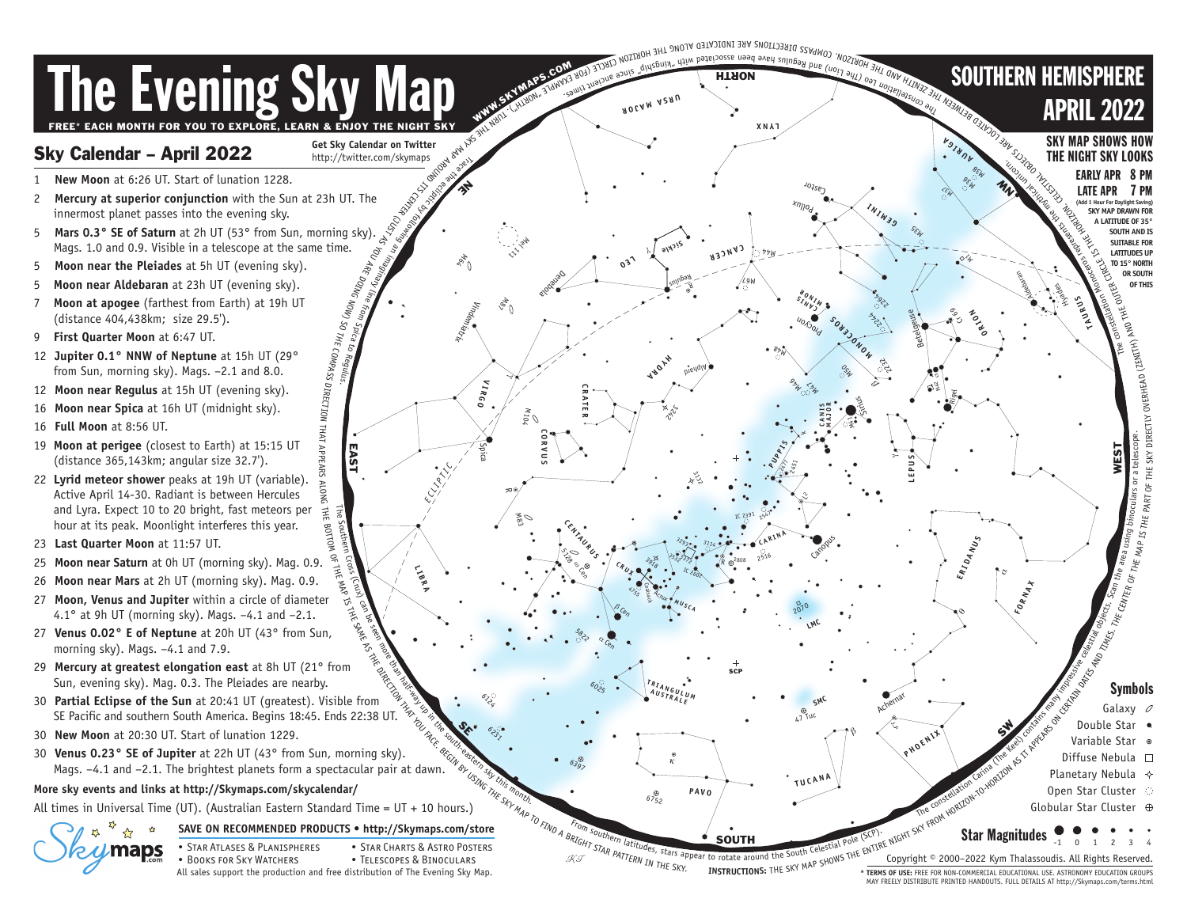# The Evening Sky Map

FREE* EACH MONTH FOR YOU TO EXPLORE, LEARN & ENJOY THE NIGHT SKY

## SOUTHERN HEMISPHERE APRIL 2022

## Sky Calendar – April 2022

Get Sky Calendar on Twitter http://twitter.com/skymaps

1 **New Moon** at 6:26 UT. Start of lunation 1228.

2 **Mercury at superior conjunction** with the Sun at 23h UT. The innermost planet passes into the evening sky.

5 **Mars 0.3° SE of Saturn** at 2h UT (53° from Sun, morning sky). Mags. 1.0 and 0.9. Visible in a telescope at the same time.

5 **Moon near the Pleiades** at 5h UT (evening sky).

5 **Moon near Aldebaran** at 23h UT (evening sky).

7 **Moon at apogee** (farthest from Earth) at 19h UT (distance 404,438km; size 29.5').

9 **First Quarter Moon** at 6:47 UT.

12 **Jupiter 0.1° NNW of Neptune** at 15h UT (29° from Sun, morning sky). Mags. –2.1 and 8.0.

12 **Moon near Regulus** at 15h UT (evening sky).

16 **Moon near Spica** at 16h UT (midnight sky).

16 **Full Moon** at 8:56 UT.

19 **Moon at perigee** (closest to Earth) at 15:15 UT (distance 365,143km; angular size 32.7').

22 **Lyrid meteor shower** peaks at 19h UT (variable). Active April 14-30. Radiant is between Hercules and Lyra. Expect 10 to 20 bright, fast meteors per hour at its peak. Moonlight interferes this year.

23 **Last Quarter Moon** at 11:57 UT.

25 **Moon near Saturn** at 0h UT (morning sky). Mag. 0.9.

26 **Moon near Mars** at 2h UT (morning sky). Mag. 0.9.

27 **Moon, Venus and Jupiter** within a circle of diameter 4.1° at 9h UT (morning sky). Mags. –4.1 and –2.1.

27 **Venus 0.02° E of Neptune** at 20h UT (43° from Sun, morning sky). Mags. –4.1 and 7.9.

29 **Mercury at greatest elongation east** at 8h UT (21° from Sun, evening sky). Mag. 0.3. The Pleiades are nearby.

30 **Partial Eclipse of the Sun** at 20:41 UT (greatest). Visible from SE Pacific and southern South America. Begins 18:45. Ends 22:38 UT.

30 **New Moon** at 20:30 UT. Start of lunation 1229.

30 **Venus 0.23° SE of Jupiter** at 22h UT (43° from Sun, morning sky). Mags. –4.1 and –2.1. The brightest planets form a spectacular pair at dawn.

**More sky events and links at http://Skymaps.com/skycalendar/**

All times in Universal Time (UT). (Australian Eastern Standard Time = UT + 10 hours.)

**SAVE ON RECOMMENDED PRODUCTS • http://Skymaps.com/store**

- Star Atlases & Planispheres
- Star Charts & Astro Posters
- Books for Sky Watchers
- Telescopes & Binoculars

All sales support the production and free distribution of The Evening Sky Map.

**SKY MAP SHOWS HOW THE NIGHT SKY LOOKS**

EARLY APR 8 PM
LATE APR 7 PM
(Add 1 Hour for Daylight Saving)

SKY MAP DRAWN FOR A LATITUDE OF 35° SOUTH AND IS SUITABLE FOR LATITUDES UP TO 15° NORTH OR SOUTH OF THIS

WWW.SKYMAPS.COM

Trace the ecliptic by following an imaginary line from Spica to Regulus.

The Southern Cross (Crux) can be seen more than half-way up in the south-eastern sky this month.

The constellation Leo (The Lion) and Regulus have been associated with "kingship" since ancient times.

The constellation Monoceros represents the mythical unicorn.

The constellation Carina (The Keel) contains many impressive celestial objects. Scan the area using binoculars or a telescope.

From southern latitudes, stars appear to rotate around the South Celestial Pole (SCP).

HOLD THE SKY MAP AROUND ITS CENTER (JUST AS YOU ARE DOING NOW) SO THE COMPASS DIRECTION THAT APPEARS ALONG THE BOTTOM OF THE MAP IS THE SAME AS THE DIRECTION THAT YOU FACE. BEGIN BY USING THE SKY MAP TO FIND A BRIGHT STAR PATTERN IN THE SKY. TURN THE SKY MAP AROUND ITS CENTER AND COMPASS DIRECTIONS ARE INDICATED ALONG THE HORIZON CIRCLE (FOR EXAMPLE "NORTH"). THE ZENITH AND THE HORIZON. CELESTIAL OBJECTS ARE LOCATED BETWEEN THE ZENITH AND THE HORIZON. THE OUTER CIRCLE IS THE HORIZON. THE CENTER OF THE MAP IS THE PART OF THE SKY DIRECTLY OVERHEAD (ZENITH) AND THE MAP SHOWS HOW THE ENTIRE NIGHT SKY FROM HORIZON-TO-HORIZON AS IT APPEARS ON CERTAIN DATES AND TIMES.

**INSTRUCTIONS:** THE SKY MAP SHOWS THE ENTIRE NIGHT SKY FROM HORIZON-TO-HORIZON.

### Symbols

- Galaxy
- Double Star
- Variable Star
- Diffuse Nebula
- Planetary Nebula
- Open Star Cluster
- Globular Star Cluster

**Star Magnitudes** -1 0 1 2 3 4

Copyright © 2000–2022 Kym Thalassoudis. All Rights Reserved.

\* **TERMS OF USE:** FREE FOR NON-COMMERCIAL EDUCATIONAL USE. ASTRONOMY EDUCATION GROUPS MAY FREELY DISTRIBUTE PRINTED HANDOUTS. FULL DETAILS AT http://Skymaps.com/terms.html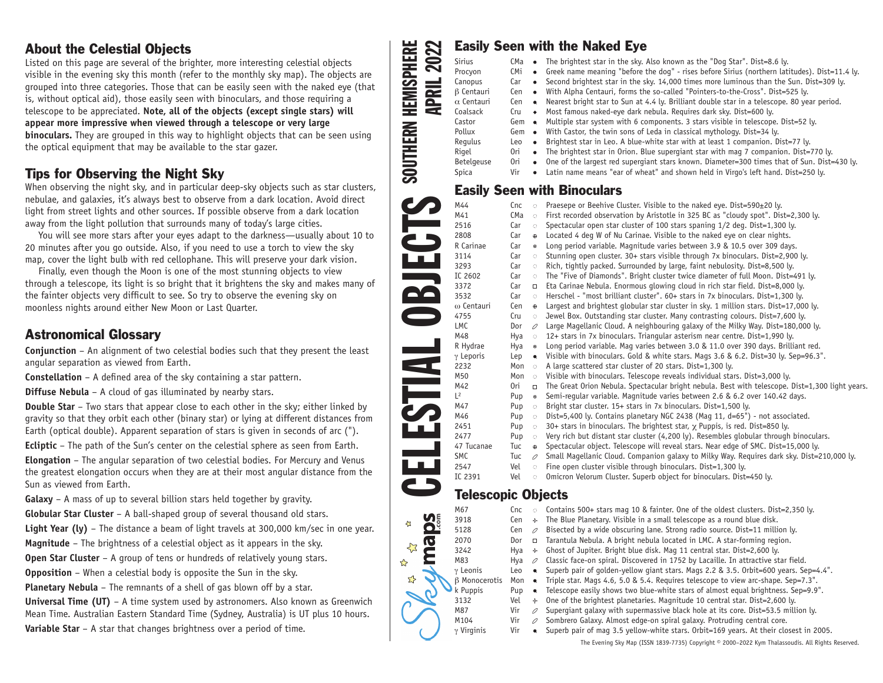## About the Celestial Objects

Listed on this page are several of the brighter, more interesting celestial objects visible in the evening sky this month (refer to the monthly sky map). The objects are grouped into three categories. Those that can be easily seen with the naked eye (that is, without optical aid), those easily seen with binoculars, and those requiring a telescope to be appreciated. **Note, all of the objects (except single stars) will appear more impressive when viewed through a telescope or very large binoculars.** They are grouped in this way to highlight objects that can be seen using the optical equipment that may be available to the star gazer.

## Tips for Observing the Night Sky

When observing the night sky, and in particular deep-sky objects such as star clusters, nebulae, and galaxies, it's always best to observe from a dark location. Avoid direct light from street lights and other sources. If possible observe from a dark location away from the light pollution that surrounds many of today's large cities.

You will see more stars after your eyes adapt to the darkness—usually about 10 to 20 minutes after you go outside. Also, if you need to use a torch to view the sky map, cover the light bulb with red cellophane. This will preserve your dark vision.

Finally, even though the Moon is one of the most stunning objects to view through a telescope, its light is so bright that it brightens the sky and makes many of the fainter objects very difficult to see. So try to observe the evening sky on moonless nights around either New Moon or Last Quarter.

## Astronomical Glossary

**Conjunction** – An alignment of two celestial bodies such that they present the least angular separation as viewed from Earth.

**Constellation** – A defined area of the sky containing a star pattern.

**Diffuse Nebula** – A cloud of gas illuminated by nearby stars.

**Double Star** – Two stars that appear close to each other in the sky; either linked by gravity so that they orbit each other (binary star) or lying at different distances from Earth (optical double). Apparent separation of stars is given in seconds of arc (").

**Ecliptic** – The path of the Sun's center on the celestial sphere as seen from Earth.

**Elongation** – The angular separation of two celestial bodies. For Mercury and Venus the greatest elongation occurs when they are at their most angular distance from the Sun as viewed from Earth.

**Galaxy** – A mass of up to several billion stars held together by gravity.

**Globular Star Cluster** – A ball-shaped group of several thousand old stars.

**Light Year (ly)** – The distance a beam of light travels at 300,000 km/sec in one year.

**Magnitude** – The brightness of a celestial object as it appears in the sky.

**Open Star Cluster** – A group of tens or hundreds of relatively young stars.

**Opposition** – When a celestial body is opposite the Sun in the sky.

**Planetary Nebula** – The remnants of a shell of gas blown off by a star.

**Universal Time (UT)** – A time system used by astronomers. Also known as Greenwich Mean Time. Australian Eastern Standard Time (Sydney, Australia) is UT plus 10 hours.

**Variable Star** – A star that changes brightness over a period of time.

# CELESTIAL OBJECTS — SOUTHERN HEMISPHERE — APRIL 2022

## Easily Seen with the Naked Eye

| | | |
|---|---|---|
| Sirius | CMa | The brightest star in the sky. Also known as the "Dog Star". Dist=8.6 ly. |
| Procyon | CMi | Greek name meaning "before the dog" - rises before Sirius (northern latitudes). Dist=11.4 ly. |
| Canopus | Car | Second brightest star in the sky. 14,000 times more luminous than the Sun. Dist=309 ly. |
| β Centauri | Cen | With Alpha Centauri, forms the so-called "Pointers-to-the-Cross". Dist=525 ly. |
| α Centauri | Cen | Nearest bright star to Sun at 4.4 ly. Brilliant double star in a telescope. 80 year period. |
| Coalsack | Cru | Most famous naked-eye dark nebula. Requires dark sky. Dist=600 ly. |
| Castor | Gem | Multiple star system with 6 components. 3 stars visible in telescope. Dist=52 ly. |
| Pollux | Gem | With Castor, the twin sons of Leda in classical mythology. Dist=34 ly. |
| Regulus | Leo | Brightest star in Leo. A blue-white star with at least 1 companion. Dist=77 ly. |
| Rigel | Ori | The brightest star in Orion. Blue supergiant star with mag 7 companion. Dist=770 ly. |
| Betelgeuse | Ori | One of the largest red supergiant stars known. Diameter=300 times that of Sun. Dist=430 ly. |
| Spica | Vir | Latin name means "ear of wheat" and shown held in Virgo's left hand. Dist=250 ly. |

## Easily Seen with Binoculars

| | | |
|---|---|---|
| M44 | Cnc | Praesepe or Beehive Cluster. Visible to the naked eye. Dist=590±20 ly. |
| M41 | CMa | First recorded observation by Aristotle in 325 BC as "cloudy spot". Dist=2,300 ly. |
| 2516 | Car | Spectacular open star cluster of 100 stars spaning 1/2 deg. Dist=1,300 ly. |
| 2808 | Car | Located 4 deg W of Nu Carinae. Visible to the naked eye on clear nights. |
| R Carinae | Car | Long period variable. Magnitude varies between 3.9 & 10.5 over 309 days. |
| 3114 | Car | Stunning open cluster. 30+ stars visible through 7x binoculars. Dist=2,900 ly. |
| 3293 | Car | Rich, tightly packed. Surrounded by large, faint nebulosity. Dist=8,500 ly. |
| IC 2602 | Car | The "Five of Diamonds". Bright cluster twice diameter of full Moon. Dist=491 ly. |
| 3372 | Car | Eta Carinae Nebula. Enormous glowing cloud in rich star field. Dist=8,000 ly. |
| 3532 | Car | Herschel - "most brilliant cluster". 60+ stars in 7x binoculars. Dist=1,300 ly. |
| ω Centauri | Cen | Largest and brightest globular star cluster in sky. 1 million stars. Dist=17,000 ly. |
| 4755 | Cru | Jewel Box. Outstanding star cluster. Many contrasting colours. Dist=7,600 ly. |
| LMC | Dor | Large Magellanic Cloud. A neighbouring galaxy of the Milky Way. Dist=180,000 ly. |
| M48 | Hya | 12+ stars in 7x binoculars. Triangular asterism near centre. Dist=1,990 ly. |
| R Hydrae | Hya | Long period variable. Mag varies between 3.0 & 11.0 over 390 days. Brilliant red. |
| γ Leporis | Lep | Visible with binoculars. Gold & white stars. Mags 3.6 & 6.2. Dist=30 ly. Sep=96.3". |
| 2232 | Mon | A large scattered star cluster of 20 stars. Dist=1,300 ly. |
| M50 | Mon | Visible with binoculars. Telescope reveals individual stars. Dist=3,000 ly. |
| M42 | Ori | The Great Orion Nebula. Spectacular bright nebula. Best with telescope. Dist=1,300 light years. |
| $L^2$ | Pup | Semi-regular variable. Magnitude varies between 2.6 & 6.2 over 140.42 days. |
| M47 | Pup | Bright star cluster. 15+ stars in 7x binoculars. Dist=1,500 ly. |
| M46 | Pup | Dist=5,400 ly. Contains planetary NGC 2438 (Mag 11, d=65") - not associated. |
| 2451 | Pup | 30+ stars in binoculars. The brightest star, χ Puppis, is red. Dist=850 ly. |
| 2477 | Pup | Very rich but distant star cluster (4,200 ly). Resembles globular through binoculars. |
| 47 Tucanae | Tuc | Spectacular object. Telescope will reveal stars. Near edge of SMC. Dist=15,000 ly. |
| SMC | Tuc | Small Magellanic Cloud. Companion galaxy to Milky Way. Requires dark sky. Dist=210,000 ly. |
| 2547 | Vel | Fine open cluster visible through binoculars. Dist=1,300 ly. |
| IC 2391 | Vel | Omicron Velorum Cluster. Superb object for binoculars. Dist=450 ly. |

## Telescopic Objects

| | | |
|---|---|---|
| M67 | Cnc | Contains 500+ stars mag 10 & fainter. One of the oldest clusters. Dist=2,350 ly. |
| 3918 | Cen | The Blue Planetary. Visible in a small telescope as a round blue disk. |
| 5128 | Cen | Bisected by a wide obscuring lane. Strong radio source. Dist=11 million ly. |
| 2070 | Dor | Tarantula Nebula. A bright nebula located in LMC. A star-forming region. |
| 3242 | Hya | Ghost of Jupiter. Bright blue disk. Mag 11 central star. Dist=2,600 ly. |
| M83 | Hya | Classic face-on spiral. Discovered in 1752 by Lacaille. In attractive star field. |
| γ Leonis | Leo | Superb pair of golden-yellow giant stars. Mags 2.2 & 3.5. Orbit=600 years. Sep=4.4". |
| β Monocerotis | Mon | Triple star. Mags 4.6, 5.0 & 5.4. Requires telescope to view arc-shape. Sep=7.3". |
| k Puppis | Pup | Telescope easily shows two blue-white stars of almost equal brightness. Sep=9.9". |
| 3132 | Vel | One of the brightest planetaries. Magnitude 10 central star. Dist=2,600 ly. |
| M87 | Vir | Supergiant galaxy with supermassive black hole at its core. Dist=53.5 million ly. |
| M104 | Vir | Sombrero Galaxy. Almost edge-on spiral galaxy. Protruding central core. |
| γ Virginis | Vir | Superb pair of mag 3.5 yellow-white stars. Orbit=169 years. At their closest in 2005. |

The Evening Sky Map (ISSN 1839-7735) Copyright © 2000–2022 Kym Thalassoudis. All Rights Reserved.